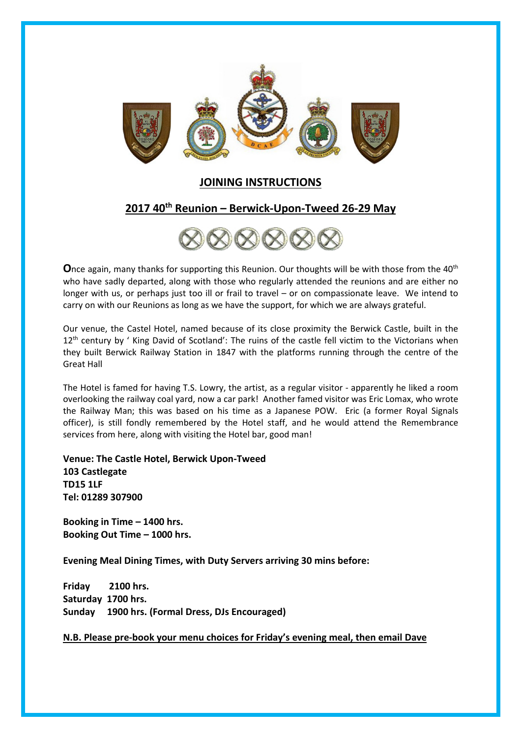# JOINING INSTRUCTIONS

## 2017 40th Reunion – Berwick-Upon-Tweed 26-29 May

**O**nce again, many thanks for supporting this Reunion. Our thoughts will be with those from the 40th who have sadly departed, along with those who regularly attended the reunions and are either no longer with us, or perhaps just too ill or frail to travel – or on compassionate leave. We intend to carry on with our Reunions as long as we have the support, for which we are always grateful.

Our venue, the Castel Hotel, named because of its close proximity the Berwick Castle, built in the 12th century by ' King David of Scotland': The ruins of the castle fell victim to the Victorians when they built Berwick Railway Station in 1847 with the platforms running through the centre of the Great Hall

The Hotel is famed for having T.S. Lowry, the artist, as a regular visitor - apparently he liked a room overlooking the railway coal yard, now a car park! Another famed visitor was Eric Lomax, who wrote the Railway Man; this was based on his time as a Japanese POW. Eric (a former Royal Signals officer), is still fondly remembered by the Hotel staff, and he would attend the Remembrance services from here, along with visiting the Hotel bar, good man!

**Venue: The Castle Hotel, Berwick Upon-Tweed**
**103 Castlegate**
**TD15 1LF**
**Tel: 01289 307900**

**Booking in Time – 1400 hrs.**
**Booking Out Time – 1000 hrs.**

**Evening Meal Dining Times, with Duty Servers arriving 30 mins before:**

**Friday 2100 hrs.**
**Saturday 1700 hrs.**
**Sunday 1900 hrs. (Formal Dress, DJs Encouraged)**

**N.B. Please pre-book your menu choices for Friday's evening meal, then email Dave**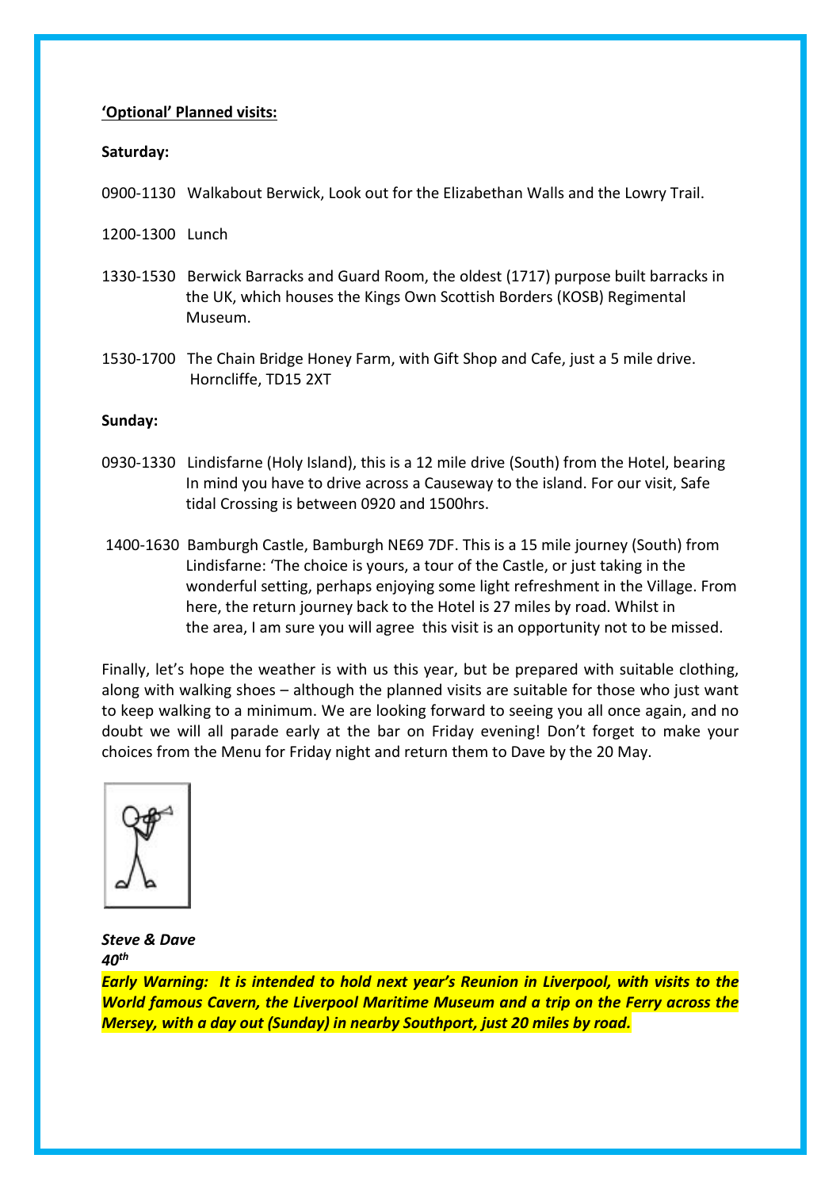**<u>'Optional' Planned visits:</u>**

**Saturday:**

0900-1130 Walkabout Berwick, Look out for the Elizabethan Walls and the Lowry Trail.

1200-1300 Lunch

1330-1530 Berwick Barracks and Guard Room, the oldest (1717) purpose built barracks in the UK, which houses the Kings Own Scottish Borders (KOSB) Regimental Museum.

1530-1700 The Chain Bridge Honey Farm, with Gift Shop and Cafe, just a 5 mile drive. Horncliffe, TD15 2XT

**Sunday:**

0930-1330 Lindisfarne (Holy Island), this is a 12 mile drive (South) from the Hotel, bearing In mind you have to drive across a Causeway to the island. For our visit, Safe tidal Crossing is between 0920 and 1500hrs.

1400-1630 Bamburgh Castle, Bamburgh NE69 7DF. This is a 15 mile journey (South) from Lindisfarne: 'The choice is yours, a tour of the Castle, or just taking in the wonderful setting, perhaps enjoying some light refreshment in the Village. From here, the return journey back to the Hotel is 27 miles by road. Whilst in the area, I am sure you will agree this visit is an opportunity not to be missed.

Finally, let's hope the weather is with us this year, but be prepared with suitable clothing, along with walking shoes – although the planned visits are suitable for those who just want to keep walking to a minimum. We are looking forward to seeing you all once again, and no doubt we will all parade early at the bar on Friday evening! Don't forget to make your choices from the Menu for Friday night and return them to Dave by the 20 May.

***Steve & Dave***
***40th***

***Early Warning: It is intended to hold next year's Reunion in Liverpool, with visits to the World famous Cavern, the Liverpool Maritime Museum and a trip on the Ferry across the Mersey, with a day out (Sunday) in nearby Southport, just 20 miles by road.***